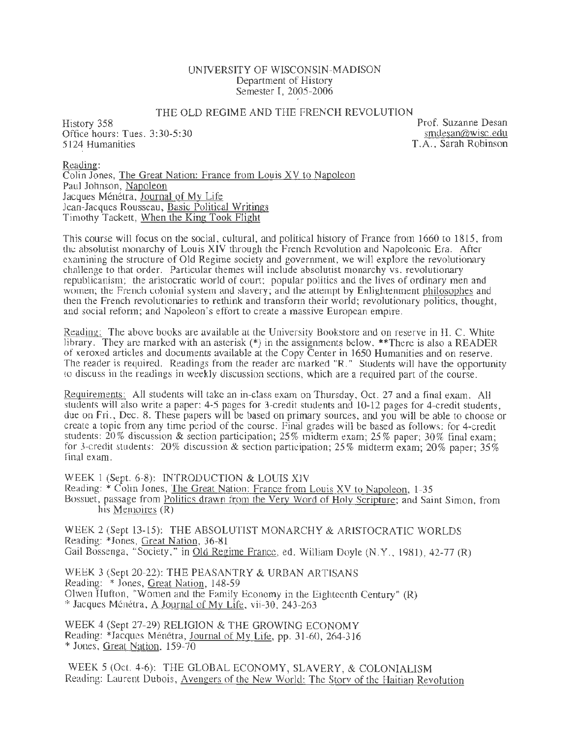UNIVERSITY OF WISCONSIN-MADISON
Department of History
Semester I, 2005-2006

# THE OLD REGIME AND THE FRENCH REVOLUTION

History 358
Office hours: Tues. 3:30-5:30
5124 Humanities

Prof. Suzanne Desan
smdesan@wisc.edu
T.A., Sarah Robinson

Reading:
Colin Jones, The Great Nation: France from Louis XV to Napoleon
Paul Johnson, Napoleon
Jacques Ménétra, Journal of My Life
Jean-Jacques Rousseau, Basic Political Writings
Timothy Tackett, When the King Took Flight

This course will focus on the social, cultural, and political history of France from 1660 to 1815, from the absolutist monarchy of Louis XIV through the French Revolution and Napoleonic Era. After examining the structure of Old Regime society and government, we will explore the revolutionary challenge to that order. Particular themes will include absolutist monarchy vs. revolutionary republicanism; the aristocratic world of court; popular politics and the lives of ordinary men and women; the French colonial system and slavery; and the attempt by Enlightenment philosophes and then the French revolutionaries to rethink and transform their world; revolutionary politics, thought, and social reform; and Napoleon's effort to create a massive European empire.

Reading: The above books are available at the University Bookstore and on reserve in H. C. White library. They are marked with an asterisk (*) in the assignments below. **There is also a READER of xeroxed articles and documents available at the Copy Center in 1650 Humanities and on reserve. The reader is required. Readings from the reader are marked "R." Students will have the opportunity to discuss in the readings in weekly discussion sections, which are a required part of the course.

Requirements: All students will take an in-class exam on Thursday, Oct. 27 and a final exam. All students will also write a paper: 4-5 pages for 3-credit students and 10-12 pages for 4-credit students, due on Fri., Dec. 8. These papers will be based on primary sources, and you will be able to choose or create a topic from any time period of the course. Final grades will be based as follows: for 4-credit students: 20% discussion & section participation; 25% midterm exam; 25% paper; 30% final exam; for 3-credit students: 20% discussion & section participation; 25% midterm exam; 20% paper; 35% final exam.

WEEK 1 (Sept. 6-8): INTRODUCTION & LOUIS XIV
Reading: * Colin Jones, The Great Nation: France from Louis XV to Napoleon, 1-35
Bossuet, passage from Politics drawn from the Very Word of Holy Scripture; and Saint Simon, from his Memoires (R)

WEEK 2 (Sept 13-15): THE ABSOLUTIST MONARCHY & ARISTOCRATIC WORLDS
Reading: *Jones, Great Nation, 36-81
Gail Bossenga, "Society," in Old Regime France, ed. William Doyle (N.Y., 1981), 42-77 (R)

WEEK 3 (Sept 20-22): THE PEASANTRY & URBAN ARTISANS
Reading: * Jones, Great Nation, 148-59
Olwen Hufton, "Women and the Family Economy in the Eighteenth Century" (R)
* Jacques Ménétra, A Journal of My Life, vii-30, 243-263

WEEK 4 (Sept 27-29) RELIGION & THE GROWING ECONOMY
Reading: *Jacques Ménétra, Journal of My Life, pp. 31-60, 264-316
* Jones, Great Nation, 159-70

WEEK 5 (Oct. 4-6): THE GLOBAL ECONOMY, SLAVERY, & COLONIALISM
Reading: Laurent Dubois, Avengers of the New World: The Story of the Haitian Revolution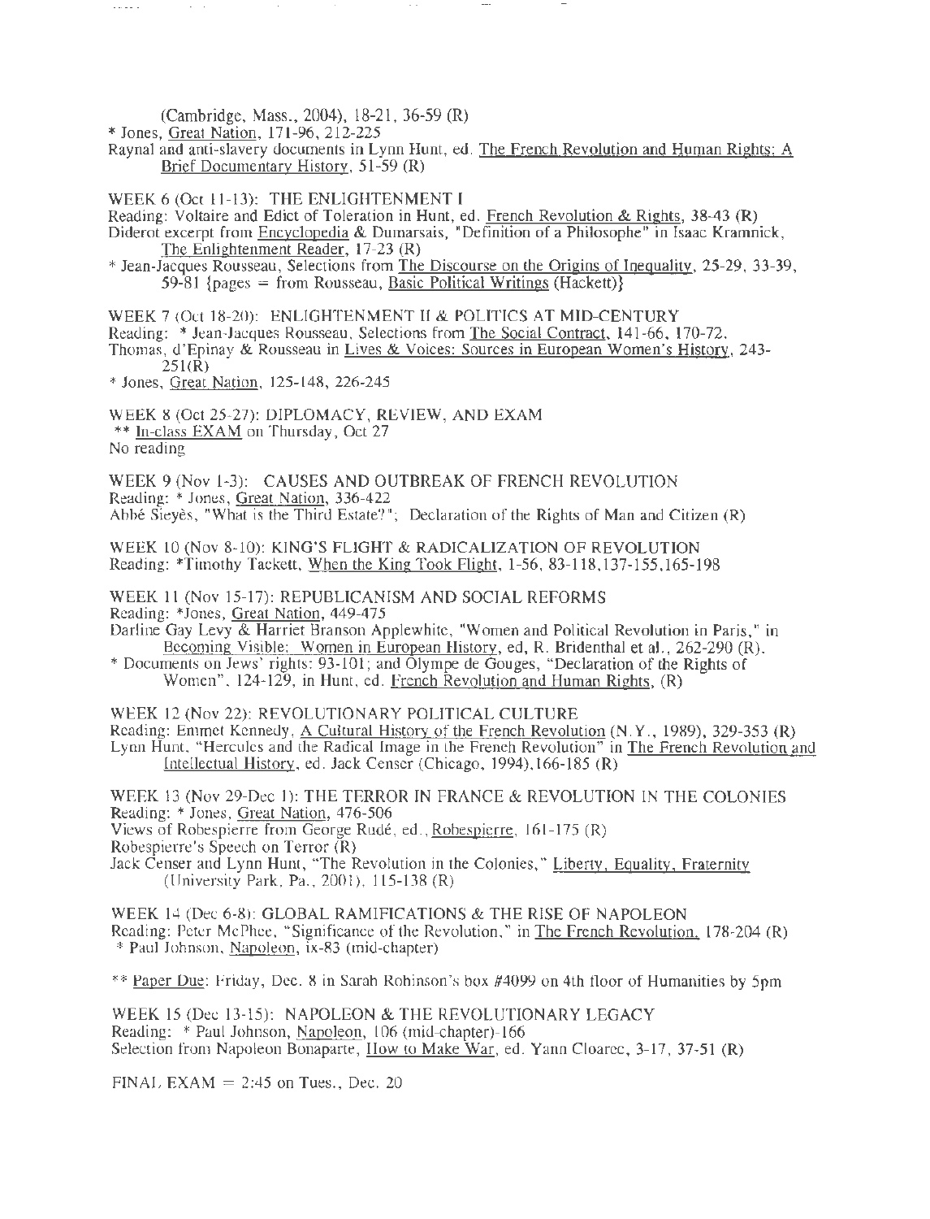(Cambridge, Mass., 2004), 18-21, 36-59 (R)

* Jones, Great Nation, 171-96, 212-225

Raynal and anti-slavery documents in Lynn Hunt, ed. The French Revolution and Human Rights: A Brief Documentary History, 51-59 (R)

WEEK 6 (Oct 11-13): THE ENLIGHTENMENT I

Reading: Voltaire and Edict of Toleration in Hunt, ed. French Revolution & Rights, 38-43 (R)

Diderot excerpt from Encyclopedia & Dumarsais, "Definition of a Philosophe" in Isaac Kramnick, The Enlightenment Reader, 17-23 (R)

* Jean-Jacques Rousseau, Selections from The Discourse on the Origins of Inequality, 25-29, 33-39, 59-81 {pages = from Rousseau, Basic Political Writings (Hackett)}

WEEK 7 (Oct 18-20): ENLIGHTENMENT II & POLITICS AT MID-CENTURY

Reading: * Jean-Jacques Rousseau, Selections from The Social Contract, 141-66, 170-72.

Thomas, d'Epinay & Rousseau in Lives & Voices: Sources in European Women's History, 243-251(R)

* Jones, Great Nation, 125-148, 226-245

WEEK 8 (Oct 25-27): DIPLOMACY, REVIEW, AND EXAM

** In-class EXAM on Thursday, Oct 27

No reading

WEEK 9 (Nov 1-3): CAUSES AND OUTBREAK OF FRENCH REVOLUTION

Reading: * Jones, Great Nation, 336-422

Abbé Sieyès, "What is the Third Estate?"; Declaration of the Rights of Man and Citizen (R)

WEEK 10 (Nov 8-10): KING'S FLIGHT & RADICALIZATION OF REVOLUTION

Reading: *Timothy Tackett, When the King Took Flight, 1-56, 83-118,137-155,165-198

WEEK 11 (Nov 15-17): REPUBLICANISM AND SOCIAL REFORMS

Reading: *Jones, Great Nation, 449-475

Darline Gay Levy & Harriet Branson Applewhite, "Women and Political Revolution in Paris," in Becoming Visible: Women in European History, ed, R. Bridenthal et al., 262-290 (R).

* Documents on Jews' rights: 93-101; and Olympe de Gouges, "Declaration of the Rights of Women", 124-129, in Hunt, ed. French Revolution and Human Rights, (R)

WEEK 12 (Nov 22): REVOLUTIONARY POLITICAL CULTURE

Reading: Emmet Kennedy, A Cultural History of the French Revolution (N.Y., 1989), 329-353 (R)

Lynn Hunt, "Hercules and the Radical Image in the French Revolution" in The French Revolution and Intellectual History, ed. Jack Censer (Chicago, 1994),166-185 (R)

WEEK 13 (Nov 29-Dec 1): THE TERROR IN FRANCE & REVOLUTION IN THE COLONIES

Reading: * Jones, Great Nation, 476-506

Views of Robespierre from George Rudé, ed., Robespierre, 161-175 (R)

Robespierre's Speech on Terror (R)

Jack Censer and Lynn Hunt, "The Revolution in the Colonies," Liberty, Equality, Fraternity (University Park, Pa., 2001), 115-138 (R)

WEEK 14 (Dec 6-8): GLOBAL RAMIFICATIONS & THE RISE OF NAPOLEON

Reading: Peter McPhee, "Significance of the Revolution," in The French Revolution, 178-204 (R)

* Paul Johnson, Napoleon, ix-83 (mid-chapter)

** Paper Due: Friday, Dec. 8 in Sarah Robinson's box #4099 on 4th floor of Humanities by 5pm

WEEK 15 (Dec 13-15): NAPOLEON & THE REVOLUTIONARY LEGACY

Reading: * Paul Johnson, Napoleon, 106 (mid-chapter)-166

Selection from Napoleon Bonaparte, How to Make War, ed. Yann Cloarec, 3-17, 37-51 (R)

FINAL EXAM = 2:45 on Tues., Dec. 20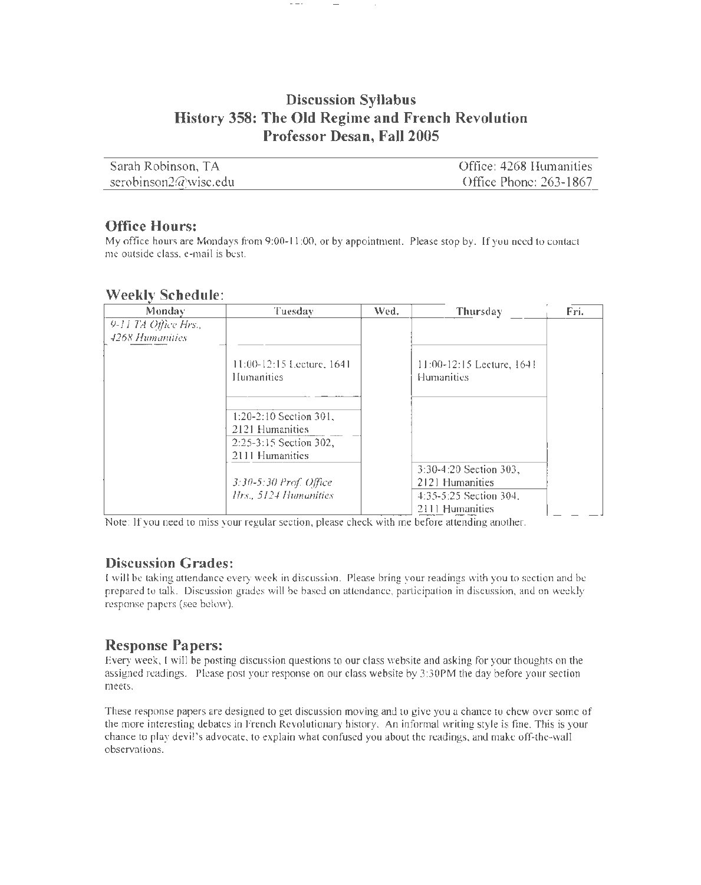# Discussion Syllabus
# History 358: The Old Regime and French Revolution
# Professor Desan, Fall 2005

| Sarah Robinson, TA | Office: 4268 Humanities |
| --- | --- |
| serobinson2@wisc.edu | Office Phone: 263-1867 |

## Office Hours:

My office hours are Mondays from 9:00-11:00, or by appointment. Please stop by. If you need to contact me outside class, e-mail is best.

## Weekly Schedule:

| Monday | Tuesday | Wed. | Thursday | Fri. |
| --- | --- | --- | --- | --- |
| *9-11 TA Office Hrs., 4268 Humanities* | | | | |
| | 11:00-12:15 Lecture, 1641 Humanities | | 11:00-12:15 Lecture, 1641 Humanities | |
| | 1:20-2:10 Section 301, 2121 Humanities | | | |
| | 2:25-3:15 Section 302, 2111 Humanities | | | |
| | *3:30-5:30 Prof. Office Hrs., 5124 Humanities* | | 3:30-4:20 Section 303, 2121 Humanities | |
| | | | 4:35-5:25 Section 304, 2111 Humanities | |

Note: If you need to miss your regular section, please check with me before attending another.

## Discussion Grades:

I will be taking attendance every week in discussion. Please bring your readings with you to section and be prepared to talk. Discussion grades will be based on attendance, participation in discussion, and on weekly response papers (see below).

## Response Papers:

Every week, I will be posting discussion questions to our class website and asking for your thoughts on the assigned readings. Please post your response on our class website by 3:30PM the day before your section meets.

These response papers are designed to get discussion moving and to give you a chance to chew over some of the more interesting debates in French Revolutionary history. An informal writing style is fine. This is your chance to play devil's advocate, to explain what confused you about the readings, and make off-the-wall observations.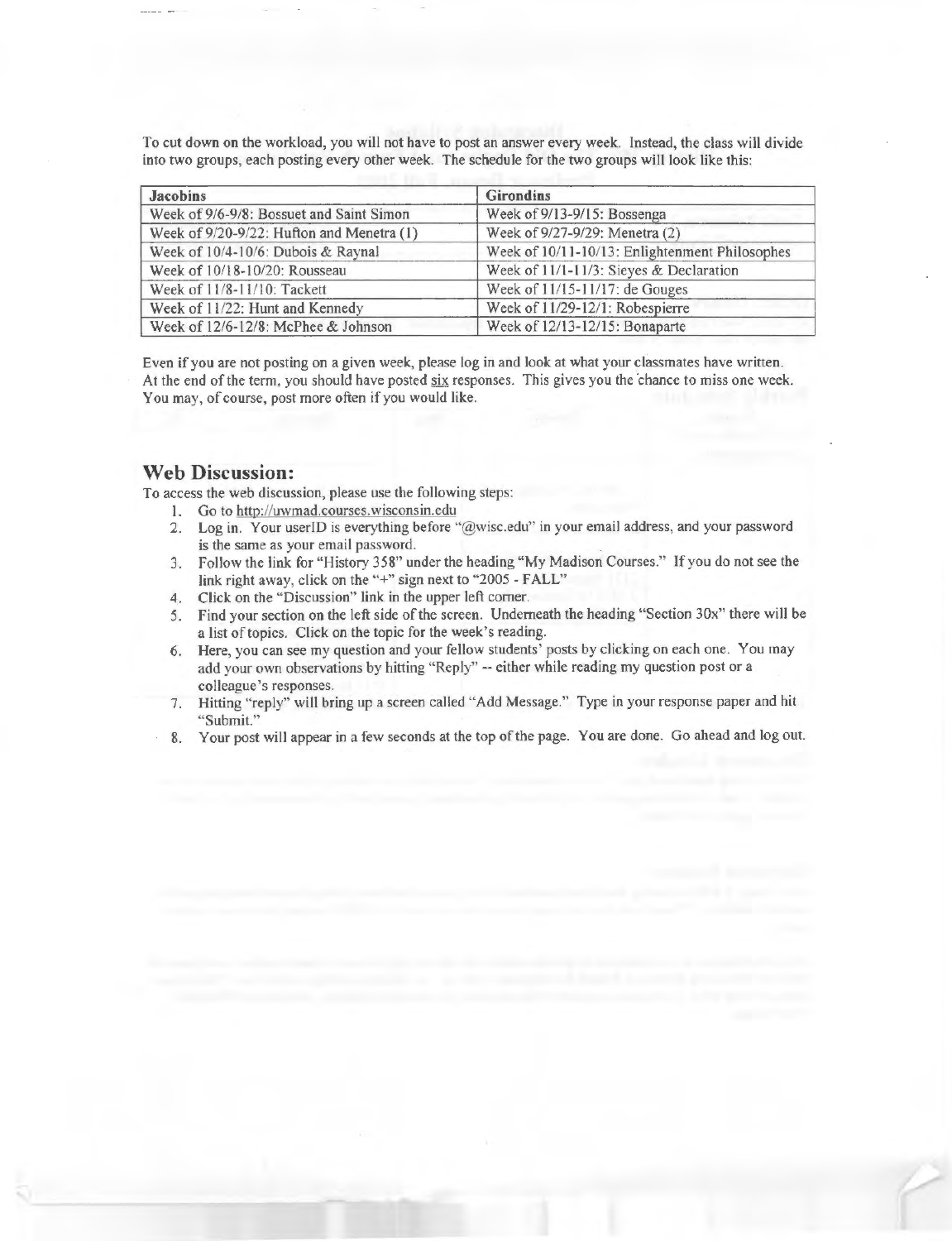To cut down on the workload, you will not have to post an answer every week. Instead, the class will divide into two groups, each posting every other week. The schedule for the two groups will look like this:

| Jacobins | Girondins |
|---|---|
| Week of 9/6-9/8: Bossuet and Saint Simon | Week of 9/13-9/15: Bossenga |
| Week of 9/20-9/22: Hufton and Menetra (1) | Week of 9/27-9/29: Menetra (2) |
| Week of 10/4-10/6: Dubois & Raynal | Week of 10/11-10/13: Enlightenment Philosophes |
| Week of 10/18-10/20: Rousseau | Week of 11/1-11/3: Sieyes & Declaration |
| Week of 11/8-11/10: Tackett | Week of 11/15-11/17: de Gouges |
| Week of 11/22: Hunt and Kennedy | Week of 11/29-12/1: Robespierre |
| Week of 12/6-12/8: McPhee & Johnson | Week of 12/13-12/15: Bonaparte |

Even if you are not posting on a given week, please log in and look at what your classmates have written. At the end of the term, you should have posted six responses. This gives you the chance to miss one week. You may, of course, post more often if you would like.

## Web Discussion:

To access the web discussion, please use the following steps:

1. Go to http://uwmad.courses.wisconsin.edu
2. Log in. Your userID is everything before "@wisc.edu" in your email address, and your password is the same as your email password.
3. Follow the link for "History 358" under the heading "My Madison Courses." If you do not see the link right away, click on the "+" sign next to "2005 - FALL"
4. Click on the "Discussion" link in the upper left corner.
5. Find your section on the left side of the screen. Underneath the heading "Section 30x" there will be a list of topics. Click on the topic for the week's reading.
6. Here, you can see my question and your fellow students' posts by clicking on each one. You may add your own observations by hitting "Reply" -- either while reading my question post or a colleague's responses.
7. Hitting "reply" will bring up a screen called "Add Message." Type in your response paper and hit "Submit."
8. Your post will appear in a few seconds at the top of the page. You are done. Go ahead and log out.